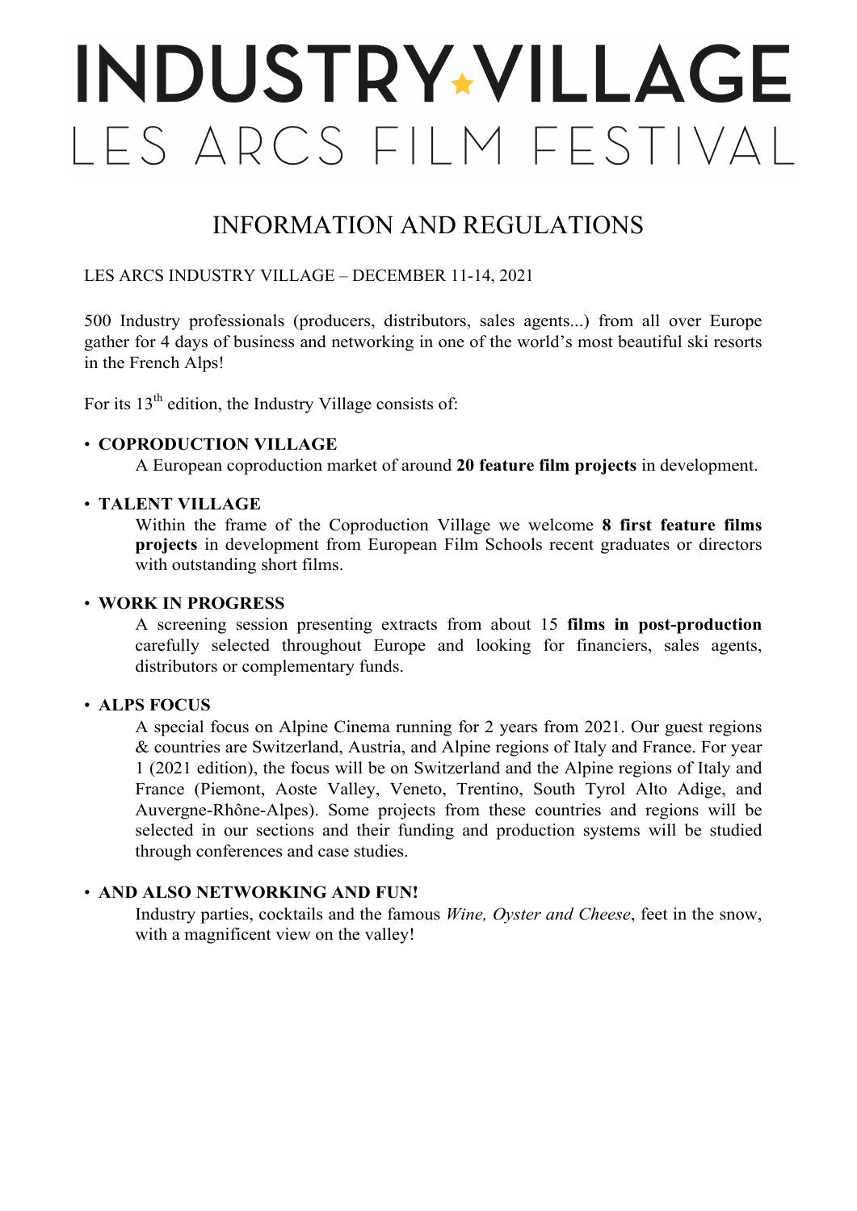# INDUSTRY VILLAGE
# LES ARCS FILM FESTIVAL

## INFORMATION AND REGULATIONS

LES ARCS INDUSTRY VILLAGE – DECEMBER 11-14, 2021

500 Industry professionals (producers, distributors, sales agents...) from all over Europe gather for 4 days of business and networking in one of the world's most beautiful ski resorts in the French Alps!

For its 13th edition, the Industry Village consists of:

- **COPRODUCTION VILLAGE**
  A European coproduction market of around **20 feature film projects** in development.

- **TALENT VILLAGE**
  Within the frame of the Coproduction Village we welcome **8 first feature films projects** in development from European Film Schools recent graduates or directors with outstanding short films.

- **WORK IN PROGRESS**
  A screening session presenting extracts from about 15 **films in post-production** carefully selected throughout Europe and looking for financiers, sales agents, distributors or complementary funds.

- **ALPS FOCUS**
  A special focus on Alpine Cinema running for 2 years from 2021. Our guest regions & countries are Switzerland, Austria, and Alpine regions of Italy and France. For year 1 (2021 edition), the focus will be on Switzerland and the Alpine regions of Italy and France (Piemont, Aoste Valley, Veneto, Trentino, South Tyrol Alto Adige, and Auvergne-Rhône-Alpes). Some projects from these countries and regions will be selected in our sections and their funding and production systems will be studied through conferences and case studies.

- **AND ALSO NETWORKING AND FUN!**
  Industry parties, cocktails and the famous *Wine, Oyster and Cheese*, feet in the snow, with a magnificent view on the valley!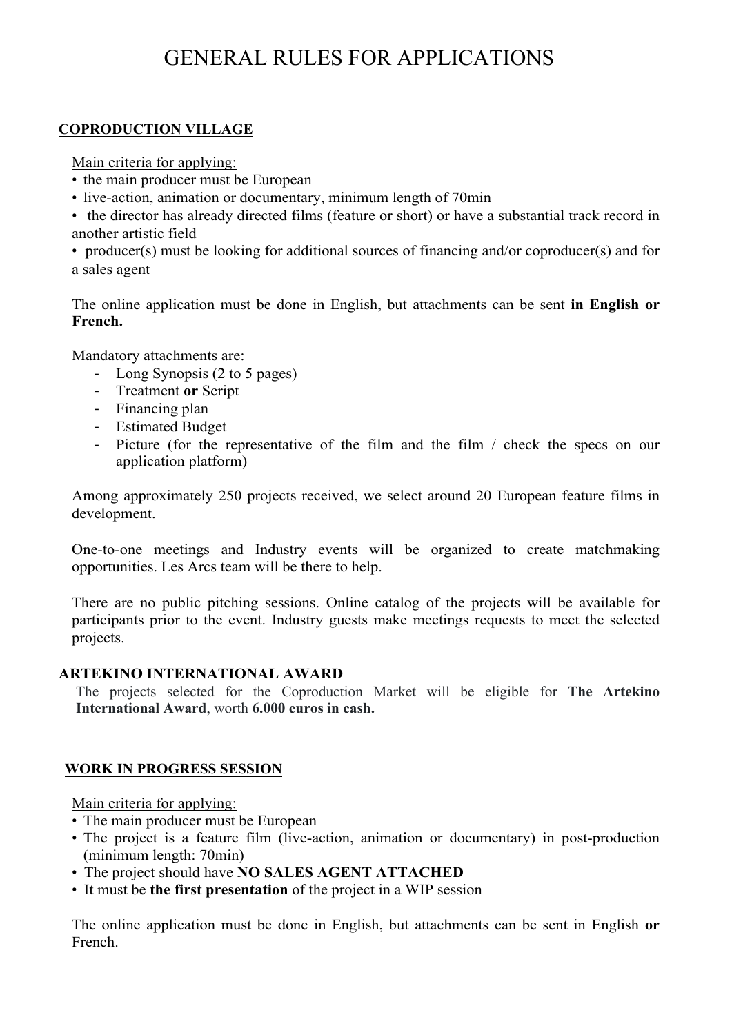# GENERAL RULES FOR APPLICATIONS

## COPRODUCTION VILLAGE

Main criteria for applying:

- the main producer must be European
- live-action, animation or documentary, minimum length of 70min
- the director has already directed films (feature or short) or have a substantial track record in another artistic field
- producer(s) must be looking for additional sources of financing and/or coproducer(s) and for a sales agent

The online application must be done in English, but attachments can be sent **in English or French.**

Mandatory attachments are:

- Long Synopsis (2 to 5 pages)
- Treatment **or** Script
- Financing plan
- Estimated Budget
- Picture (for the representative of the film and the film / check the specs on our application platform)

Among approximately 250 projects received, we select around 20 European feature films in development.

One-to-one meetings and Industry events will be organized to create matchmaking opportunities. Les Arcs team will be there to help.

There are no public pitching sessions. Online catalog of the projects will be available for participants prior to the event. Industry guests make meetings requests to meet the selected projects.

## ARTEKINO INTERNATIONAL AWARD

The projects selected for the Coproduction Market will be eligible for **The Artekino International Award**, worth **6.000 euros in cash.**

## WORK IN PROGRESS SESSION

Main criteria for applying:

- The main producer must be European
- The project is a feature film (live-action, animation or documentary) in post-production (minimum length: 70min)
- The project should have **NO SALES AGENT ATTACHED**
- It must be **the first presentation** of the project in a WIP session

The online application must be done in English, but attachments can be sent in English **or** French.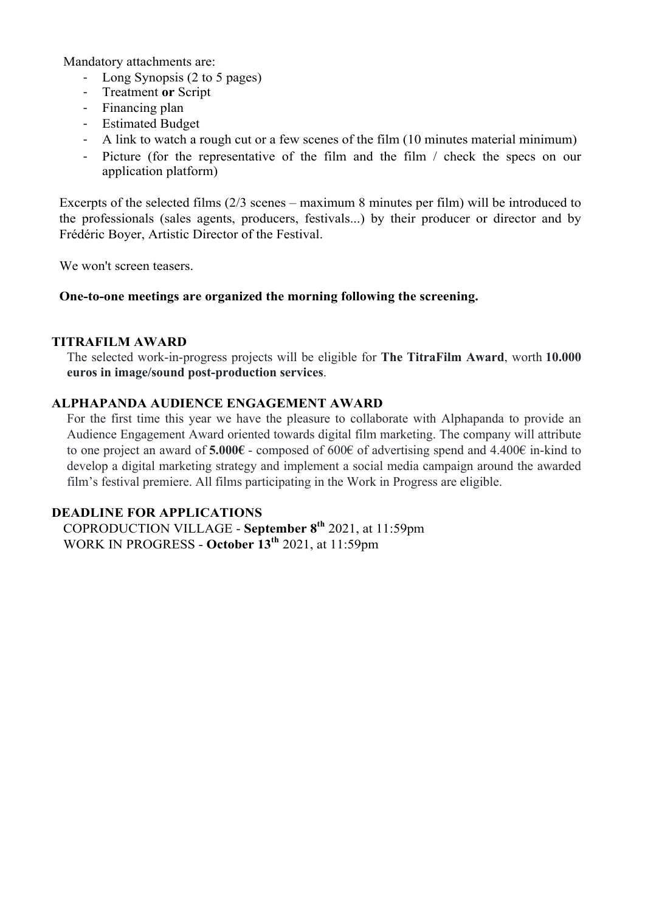Mandatory attachments are:

- Long Synopsis (2 to 5 pages)
- Treatment **or** Script
- Financing plan
- Estimated Budget
- A link to watch a rough cut or a few scenes of the film (10 minutes material minimum)
- Picture (for the representative of the film and the film / check the specs on our application platform)

Excerpts of the selected films (2/3 scenes – maximum 8 minutes per film) will be introduced to the professionals (sales agents, producers, festivals...) by their producer or director and by Frédéric Boyer, Artistic Director of the Festival.

We won't screen teasers.

**One-to-one meetings are organized the morning following the screening.**

## TITRAFILM AWARD

The selected work-in-progress projects will be eligible for **The TitraFilm Award**, worth **10.000 euros in image/sound post-production services**.

## ALPHAPANDA AUDIENCE ENGAGEMENT AWARD

For the first time this year we have the pleasure to collaborate with Alphapanda to provide an Audience Engagement Award oriented towards digital film marketing. The company will attribute to one project an award of **5.000€** - composed of 600€ of advertising spend and 4.400€ in-kind to develop a digital marketing strategy and implement a social media campaign around the awarded film's festival premiere. All films participating in the Work in Progress are eligible.

## DEADLINE FOR APPLICATIONS

COPRODUCTION VILLAGE - **September 8th** 2021, at 11:59pm
WORK IN PROGRESS - **October 13th** 2021, at 11:59pm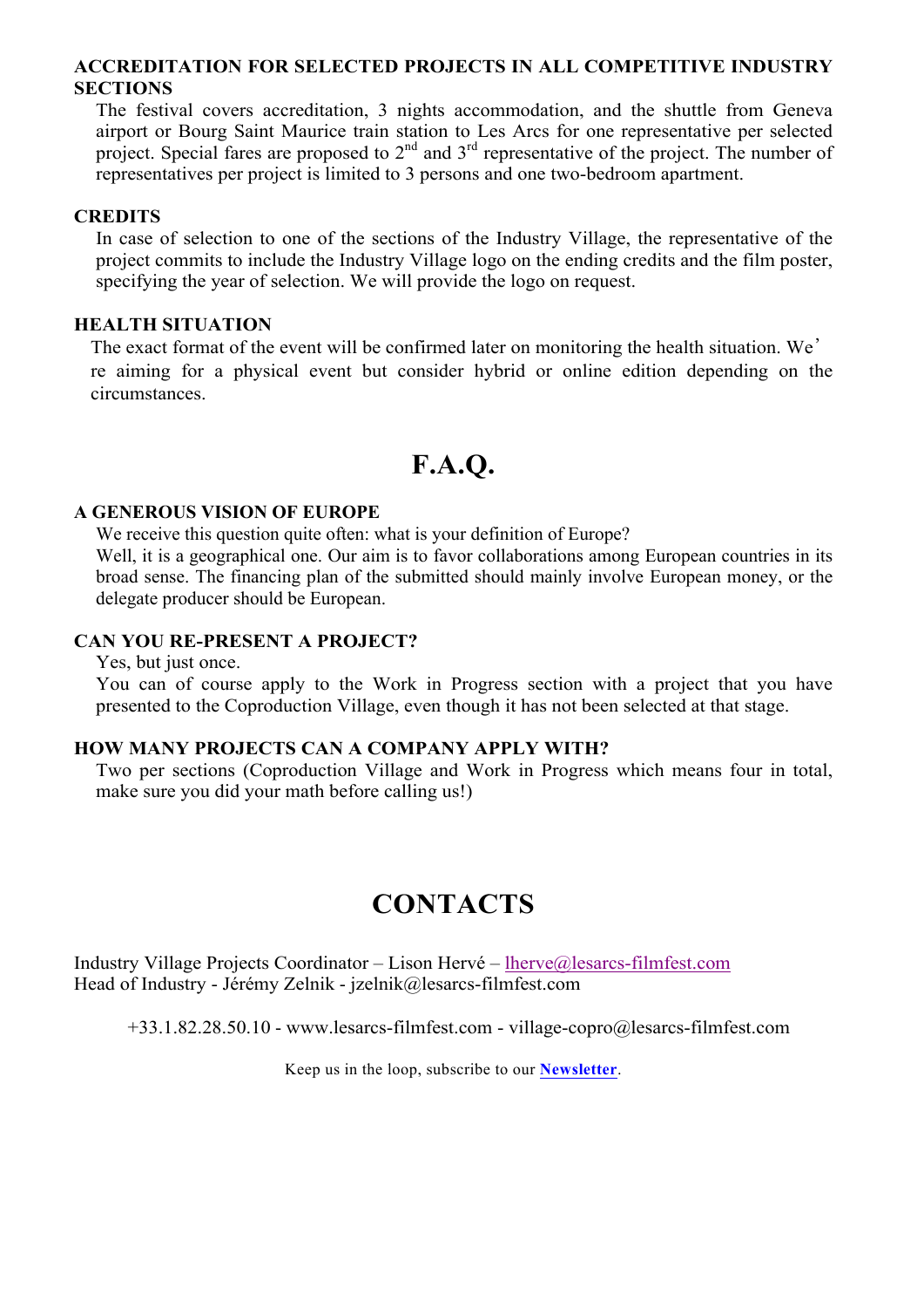#### ACCREDITATION FOR SELECTED PROJECTS IN ALL COMPETITIVE INDUSTRY SECTIONS

The festival covers accreditation, 3 nights accommodation, and the shuttle from Geneva airport or Bourg Saint Maurice train station to Les Arcs for one representative per selected project. Special fares are proposed to 2nd and 3rd representative of the project. The number of representatives per project is limited to 3 persons and one two-bedroom apartment.

#### CREDITS

In case of selection to one of the sections of the Industry Village, the representative of the project commits to include the Industry Village logo on the ending credits and the film poster, specifying the year of selection. We will provide the logo on request.

#### HEALTH SITUATION

The exact format of the event will be confirmed later on monitoring the health situation. We're aiming for a physical event but consider hybrid or online edition depending on the circumstances.

# F.A.Q.

#### A GENEROUS VISION OF EUROPE

We receive this question quite often: what is your definition of Europe?
Well, it is a geographical one. Our aim is to favor collaborations among European countries in its broad sense. The financing plan of the submitted should mainly involve European money, or the delegate producer should be European.

#### CAN YOU RE-PRESENT A PROJECT?

Yes, but just once.
You can of course apply to the Work in Progress section with a project that you have presented to the Coproduction Village, even though it has not been selected at that stage.

#### HOW MANY PROJECTS CAN A COMPANY APPLY WITH?

Two per sections (Coproduction Village and Work in Progress which means four in total, make sure you did your math before calling us!)

# CONTACTS

Industry Village Projects Coordinator – Lison Hervé – lherve@lesarcs-filmfest.com
Head of Industry - Jérémy Zelnik - jzelnik@lesarcs-filmfest.com

+33.1.82.28.50.10 - www.lesarcs-filmfest.com - village-copro@lesarcs-filmfest.com

Keep us in the loop, subscribe to our **Newsletter**.